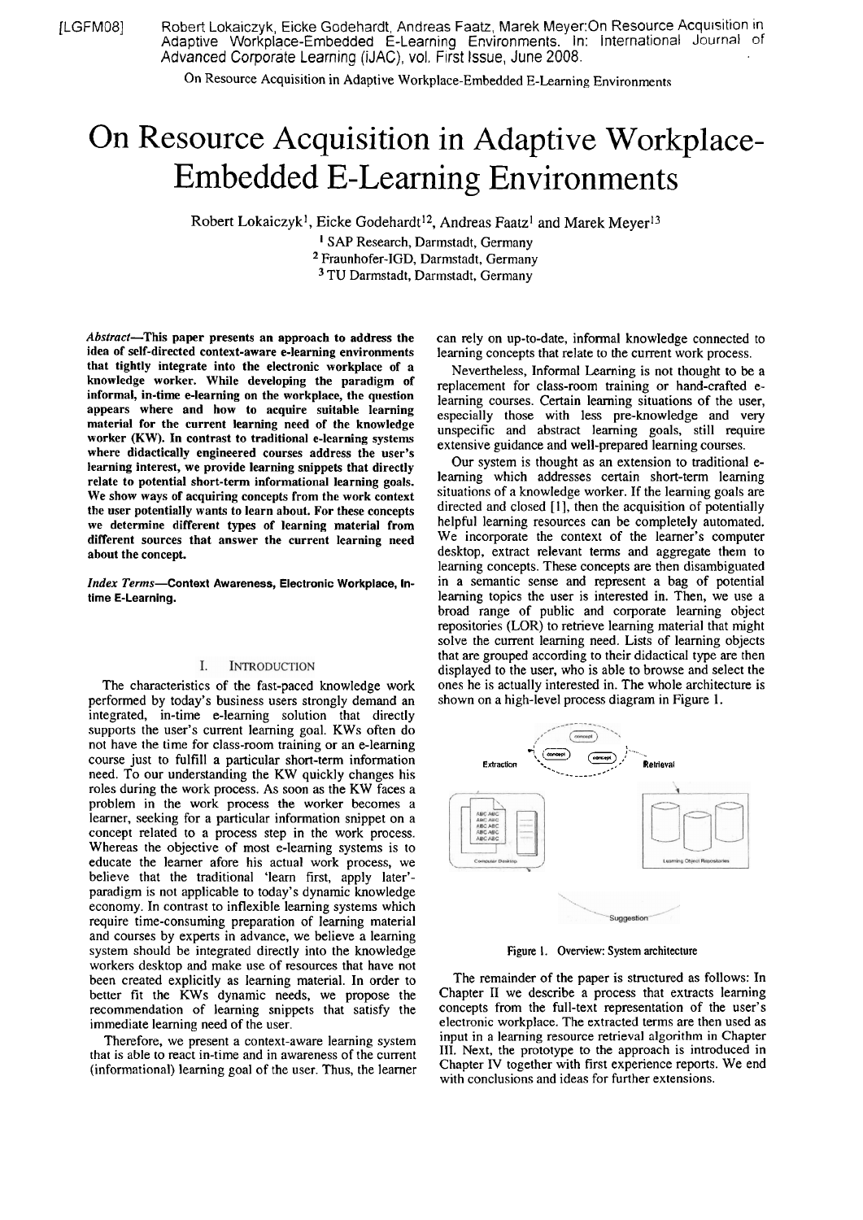[LGFM08] Robert Lokaiczyk, Eicke Godehardt, Andreas Faatz, Marek Meyer: On Resource Acquisition in Adaptive Workplace-Embedded E-Learning Environments. In: International Journal of Advanced Corporate Learning (iJAC), vol. First Issue, June 2008.

# On Resource Acquisition in Adaptive Workplace-Embedded E-Learning Environments

Robert Lokaiczyk[1], Eicke Godehardt[12], Andreas Faatz[1] and Marek Meyer[13]

[1] SAP Research, Darmstadt, Germany
[2] Fraunhofer-IGD, Darmstadt, Germany
[3] TU Darmstadt, Darmstadt, Germany

***Abstract*—This paper presents an approach to address the idea of self-directed context-aware e-learning environments that tightly integrate into the electronic workplace of a knowledge worker. While developing the paradigm of informal, in-time e-learning on the workplace, the question appears where and how to acquire suitable learning material for the current learning need of the knowledge worker (KW). In contrast to traditional e-learning systems where didactically engineered courses address the user's learning interest, we provide learning snippets that directly relate to potential short-term informational learning goals. We show ways of acquiring concepts from the work context the user potentially wants to learn about. For these concepts we determine different types of learning material from different sources that answer the current learning need about the concept.**

***Index Terms*—Context Awareness, Electronic Workplace, In-time E-Learning.**

## I. Introduction

The characteristics of the fast-paced knowledge work performed by today's business users strongly demand an integrated, in-time e-learning solution that directly supports the user's current learning goal. KWs often do not have the time for class-room training or an e-learning course just to fulfill a particular short-term information need. To our understanding the KW quickly changes his roles during the work process. As soon as the KW faces a problem in the work process the worker becomes a learner, seeking for a particular information snippet on a concept related to a process step in the work process. Whereas the objective of most e-learning systems is to educate the learner afore his actual work process, we believe that the traditional 'learn first, apply later'-paradigm is not applicable to today's dynamic knowledge economy. In contrast to inflexible learning systems which require time-consuming preparation of learning material and courses by experts in advance, we believe a learning system should be integrated directly into the knowledge workers desktop and make use of resources that have not been created explicitly as learning material. In order to better fit the KWs dynamic needs, we propose the recommendation of learning snippets that satisfy the immediate learning need of the user.

Therefore, we present a context-aware learning system that is able to react in-time and in awareness of the current (informational) learning goal of the user. Thus, the learner can rely on up-to-date, informal knowledge connected to learning concepts that relate to the current work process.

Nevertheless, Informal Learning is not thought to be a replacement for class-room training or hand-crafted e-learning courses. Certain learning situations of the user, especially those with less pre-knowledge and very unspecific and abstract learning goals, still require extensive guidance and well-prepared learning courses.

Our system is thought as an extension to traditional e-learning which addresses certain short-term learning situations of a knowledge worker. If the learning goals are directed and closed [1], then the acquisition of potentially helpful learning resources can be completely automated. We incorporate the context of the learner's computer desktop, extract relevant terms and aggregate them to learning concepts. These concepts are then disambiguated in a semantic sense and represent a bag of potential learning topics the user is interested in. Then, we use a broad range of public and corporate learning object repositories (LOR) to retrieve learning material that might solve the current learning need. Lists of learning objects that are grouped according to their didactical type are then displayed to the user, who is able to browse and select the ones he is actually interested in. The whole architecture is shown on a high-level process diagram in Figure 1.

Figure 1. Overview: System architecture

The remainder of the paper is structured as follows: In Chapter II we describe a process that extracts learning concepts from the full-text representation of the user's electronic workplace. The extracted terms are then used as input in a learning resource retrieval algorithm in Chapter III. Next, the prototype to the approach is introduced in Chapter IV together with first experience reports. We end with conclusions and ideas for further extensions.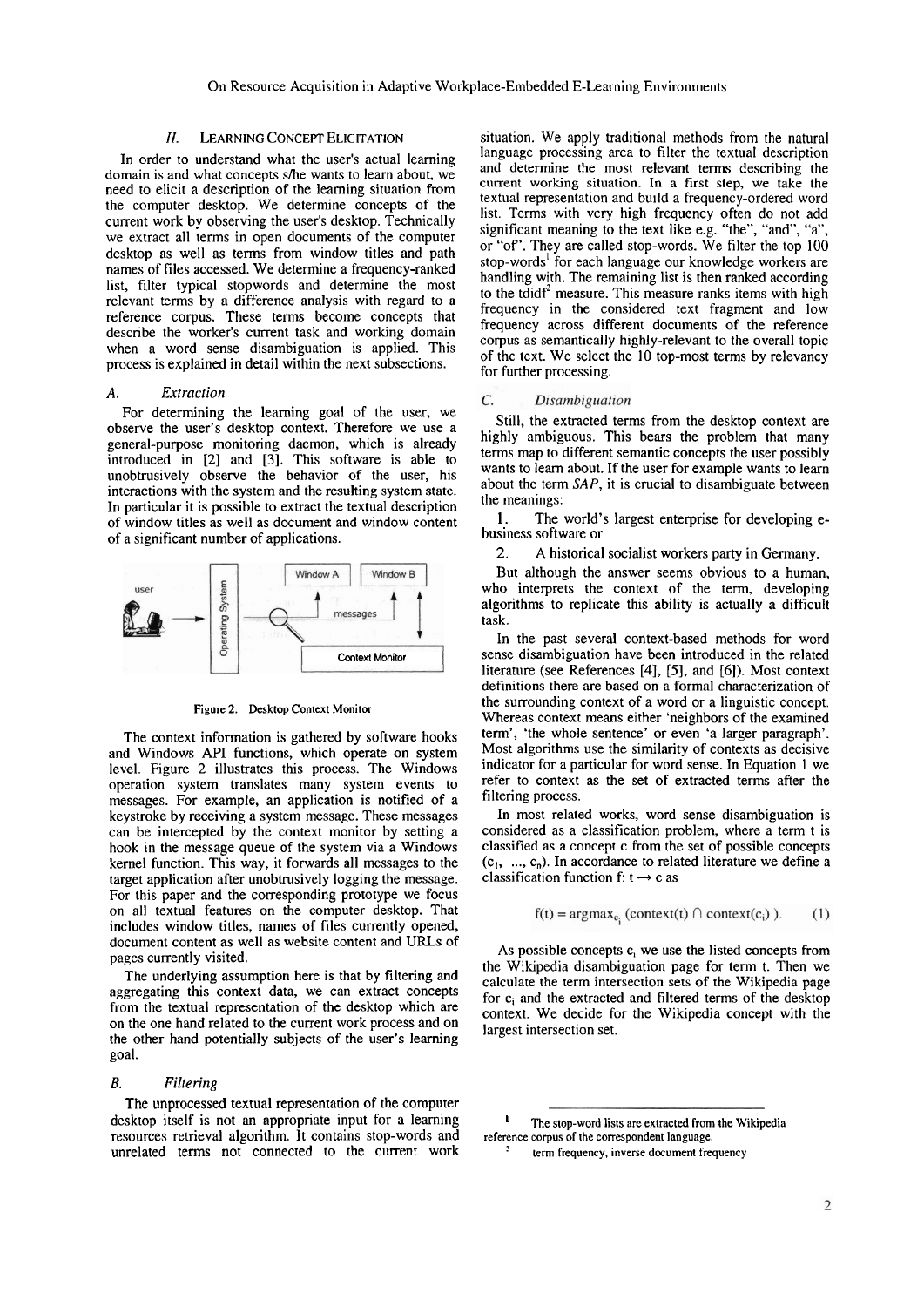## II. LEARNING CONCEPT ELICITATION

In order to understand what the user's actual learning domain is and what concepts s/he wants to learn about, we need to elicit a description of the learning situation from the computer desktop. We determine concepts of the current work by observing the user's desktop. Technically we extract all terms in open documents of the computer desktop as well as terms from window titles and path names of files accessed. We determine a frequency-ranked list, filter typical stopwords and determine the most relevant terms by a difference analysis with regard to a reference corpus. These terms become concepts that describe the worker's current task and working domain when a word sense disambiguation is applied. This process is explained in detail within the next subsections.

### A. Extraction

For determining the learning goal of the user, we observe the user's desktop context. Therefore we use a general-purpose monitoring daemon, which is already introduced in [2] and [3]. This software is able to unobtrusively observe the behavior of the user, his interactions with the system and the resulting system state. In particular it is possible to extract the textual description of window titles as well as document and window content of a significant number of applications.

Figure 2. Desktop Context Monitor

The context information is gathered by software hooks and Windows API functions, which operate on system level. Figure 2 illustrates this process. The Windows operation system translates many system events to messages. For example, an application is notified of a keystroke by receiving a system message. These messages can be intercepted by the context monitor by setting a hook in the message queue of the system via a Windows kernel function. This way, it forwards all messages to the target application after unobtrusively logging the message. For this paper and the corresponding prototype we focus on all textual features on the computer desktop. That includes window titles, names of files currently opened, document content as well as website content and URLs of pages currently visited.

The underlying assumption here is that by filtering and aggregating this context data, we can extract concepts from the textual representation of the desktop which are on the one hand related to the current work process and on the other hand potentially subjects of the user's learning goal.

### B. Filtering

The unprocessed textual representation of the computer desktop itself is not an appropriate input for a learning resources retrieval algorithm. It contains stop-words and unrelated terms not connected to the current work situation. We apply traditional methods from the natural language processing area to filter the textual description and determine the most relevant terms describing the current working situation. In a first step, we take the textual representation and build a frequency-ordered word list. Terms with very high frequency often do not add significant meaning to the text like e.g. "the", "and", "a", or "of". They are called stop-words. We filter the top 100 stop-words[1] for each language our knowledge workers are handling with. The remaining list is then ranked according to the tdidf[2] measure. This measure ranks items with high frequency in the considered text fragment and low frequency across different documents of the reference corpus as semantically highly-relevant to the overall topic of the text. We select the 10 top-most terms by relevancy for further processing.

### C. Disambiguation

Still, the extracted terms from the desktop context are highly ambiguous. This bears the problem that many terms map to different semantic concepts the user possibly wants to learn about. If the user for example wants to learn about the term *SAP*, it is crucial to disambiguate between the meanings:

1. The world's largest enterprise for developing e-business software or
2. A historical socialist workers party in Germany.

But although the answer seems obvious to a human, who interprets the context of the term, developing algorithms to replicate this ability is actually a difficult task.

In the past several context-based methods for word sense disambiguation have been introduced in the related literature (see References [4], [5], and [6]). Most context definitions there are based on a formal characterization of the surrounding context of a word or a linguistic concept. Whereas context means either 'neighbors of the examined term', 'the whole sentence' or even 'a larger paragraph'. Most algorithms use the similarity of contexts as decisive indicator for a particular for word sense. In Equation 1 we refer to context as the set of extracted terms after the filtering process.

In most related works, word sense disambiguation is considered as a classification problem, where a term t is classified as a concept c from the set of possible concepts ($c_1$, ..., $c_n$). In accordance to related literature we define a classification function f: $t \rightarrow c$ as

$$f(t) = \text{argmax}_{c_i} (\text{context}(t) \cap \text{context}(c_i)). \qquad (1)$$

As possible concepts $c_i$ we use the listed concepts from the Wikipedia disambiguation page for term t. Then we calculate the term intersection sets of the Wikipedia page for $c_i$ and the extracted and filtered terms of the desktop context. We decide for the Wikipedia concept with the largest intersection set.

---

[1] The stop-word lists are extracted from the Wikipedia reference corpus of the correspondent language.

[2] term frequency, inverse document frequency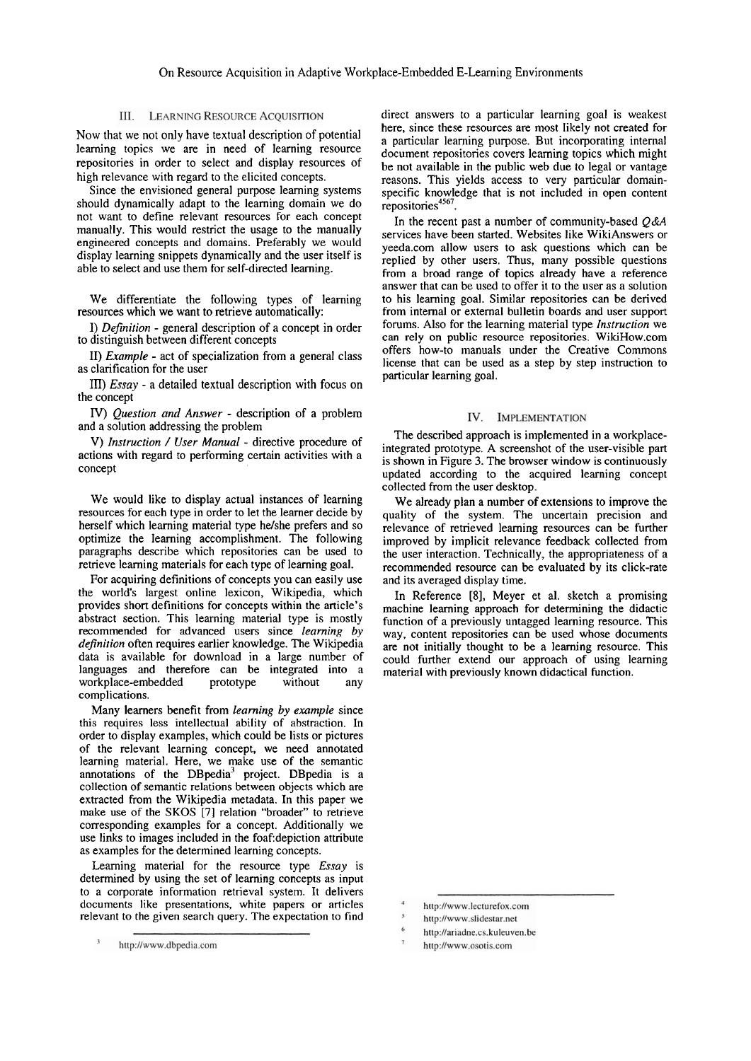## III. Learning Resource Acquisition

Now that we not only have textual description of potential learning topics we are in need of learning resource repositories in order to select and display resources of high relevance with regard to the elicited concepts.

Since the envisioned general purpose learning systems should dynamically adapt to the learning domain we do not want to define relevant resources for each concept manually. This would restrict the usage to the manually engineered concepts and domains. Preferably we would display learning snippets dynamically and the user itself is able to select and use them for self-directed learning.

We differentiate the following types of learning resources which we want to retrieve automatically:

I) *Definition* - general description of a concept in order to distinguish between different concepts

II) *Example* - act of specialization from a general class as clarification for the user

III) *Essay* - a detailed textual description with focus on the concept

IV) *Question and Answer* - description of a problem and a solution addressing the problem

V) *Instruction / User Manual* - directive procedure of actions with regard to performing certain activities with a concept

We would like to display actual instances of learning resources for each type in order to let the learner decide by herself which learning material type he/she prefers and so optimize the learning accomplishment. The following paragraphs describe which repositories can be used to retrieve learning materials for each type of learning goal.

For acquiring definitions of concepts you can easily use the world's largest online lexicon, Wikipedia, which provides short definitions for concepts within the article's abstract section. This learning material type is mostly recommended for advanced users since *learning by definition* often requires earlier knowledge. The Wikipedia data is available for download in a large number of languages and therefore can be integrated into a workplace-embedded prototype without any complications.

Many learners benefit from *learning by example* since this requires less intellectual ability of abstraction. In order to display examples, which could be lists or pictures of the relevant learning concept, we need annotated learning material. Here, we make use of the semantic annotations of the DBpedia[3] project. DBpedia is a collection of semantic relations between objects which are extracted from the Wikipedia metadata. In this paper we make use of the SKOS [7] relation "broader" to retrieve corresponding examples for a concept. Additionally we use links to images included in the foaf:depiction attribute as examples for the determined learning concepts.

Learning material for the resource type *Essay* is determined by using the set of learning concepts as input to a corporate information retrieval system. It delivers documents like presentations, white papers or articles relevant to the given search query. The expectation to find direct answers to a particular learning goal is weakest here, since these resources are most likely not created for a particular learning purpose. But incorporating internal document repositories covers learning topics which might be not available in the public web due to legal or vantage reasons. This yields access to very particular domain-specific knowledge that is not included in open content repositories[4,5,6,7].

In the recent past a number of community-based *Q&A* services have been started. Websites like WikiAnswers or yeeda.com allow users to ask questions which can be replied by other users. Thus, many possible questions from a broad range of topics already have a reference answer that can be used to offer it to the user as a solution to his learning goal. Similar repositories can be derived from internal or external bulletin boards and user support forums. Also for the learning material type *Instruction* we can rely on public resource repositories. WikiHow.com offers how-to manuals under the Creative Commons license that can be used as a step by step instruction to particular learning goal.

## IV. Implementation

The described approach is implemented in a workplace-integrated prototype. A screenshot of the user-visible part is shown in Figure 3. The browser window is continuously updated according to the acquired learning concept collected from the user desktop.

We already plan a number of extensions to improve the quality of the system. The uncertain precision and relevance of retrieved learning resources can be further improved by implicit relevance feedback collected from the user interaction. Technically, the appropriateness of a recommended resource can be evaluated by its click-rate and its averaged display time.

In Reference [8], Meyer et al. sketch a promising machine learning approach for determining the didactic function of a previously untagged learning resource. This way, content repositories can be used whose documents are not initially thought to be a learning resource. This could further extend our approach of using learning material with previously known didactical function.

---

[3] http://www.dbpedia.com

[4] http://www.lecturefox.com

[5] http://www.slidestar.net

[6] http://ariadne.cs.kuleuven.be

[7] http://www.osotis.com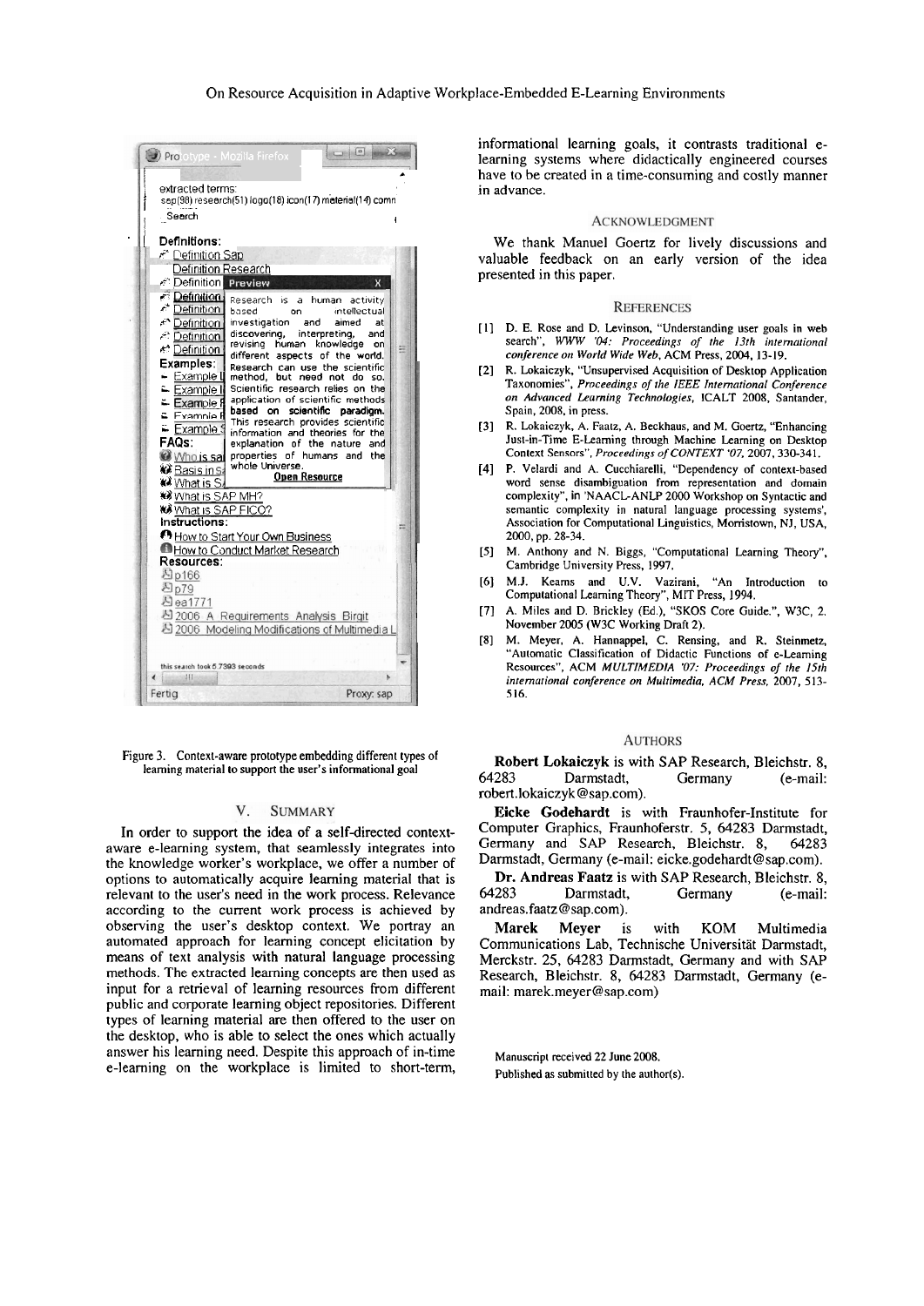Figure 3. Context-aware prototype embedding different types of learning material to support the user's informational goal

## V. SUMMARY

In order to support the idea of a self-directed context-aware e-learning system, that seamlessly integrates into the knowledge worker's workplace, we offer a number of options to automatically acquire learning material that is relevant to the user's need in the work process. Relevance according to the current work process is achieved by observing the user's desktop context. We portray an automated approach for learning concept elicitation by means of text analysis with natural language processing methods. The extracted learning concepts are then used as input for a retrieval of learning resources from different public and corporate learning object repositories. Different types of learning material are then offered to the user on the desktop, who is able to select the ones which actually answer his learning need. Despite this approach of in-time e-learning on the workplace is limited to short-term, informational learning goals, it contrasts traditional e-learning systems where didactically engineered courses have to be created in a time-consuming and costly manner in advance.

## ACKNOWLEDGMENT

We thank Manuel Goertz for lively discussions and valuable feedback on an early version of the idea presented in this paper.

## REFERENCES

[1] D. E. Rose and D. Levinson, "Understanding user goals in web search", *WWW '04: Proceedings of the 13th international conference on World Wide Web*, ACM Press, 2004, 13-19.

[2] R. Lokaiczyk, "Unsupervised Acquisition of Desktop Application Taxonomies", *Proceedings of the IEEE International Conference on Advanced Learning Technologies*, ICALT 2008, Santander, Spain, 2008, in press.

[3] R. Lokaiczyk, A. Faatz, A. Beckhaus, and M. Goertz, "Enhancing Just-in-Time E-Learning through Machine Learning on Desktop Context Sensors", *Proceedings of CONTEXT '07*, 2007, 330-341.

[4] P. Velardi and A. Cucchiarelli, "Dependency of context-based word sense disambiguation from representation and domain complexity", in 'NAACL-ANLP 2000 Workshop on Syntactic and semantic complexity in natural language processing systems', Association for Computational Linguistics, Morristown, NJ, USA, 2000, pp. 28-34.

[5] M. Anthony and N. Biggs, "Computational Learning Theory", Cambridge University Press, 1997.

[6] M.J. Kearns and U.V. Vazirani, "An Introduction to Computational Learning Theory", MIT Press, 1994.

[7] A. Miles and D. Brickley (Ed.), "SKOS Core Guide.", W3C, 2. November 2005 (W3C Working Draft 2).

[8] M. Meyer, A. Hannappel, C. Rensing, and R. Steinmetz, "Automatic Classification of Didactic Functions of e-Learning Resources", ACM *MULTIMEDIA '07: Proceedings of the 15th international conference on Multimedia, ACM Press*, 2007, 513-516.

## AUTHORS

**Robert Lokaiczyk** is with SAP Research, Bleichstr. 8, 64283 Darmstadt, Germany (e-mail: robert.lokaiczyk@sap.com).

**Eicke Godehardt** is with Fraunhofer-Institute for Computer Graphics, Fraunhoferstr. 5, 64283 Darmstadt, Germany and SAP Research, Bleichstr. 8, 64283 Darmstadt, Germany (e-mail: eicke.godehardt@sap.com).

**Dr. Andreas Faatz** is with SAP Research, Bleichstr. 8, 64283 Darmstadt, Germany (e-mail: andreas.faatz@sap.com).

**Marek Meyer** is with KOM Multimedia Communications Lab, Technische Universität Darmstadt, Merckstr. 25, 64283 Darmstadt, Germany and with SAP Research, Bleichstr. 8, 64283 Darmstadt, Germany (e-mail: marek.meyer@sap.com)

Manuscript received 22 June 2008.
Published as submitted by the author(s).